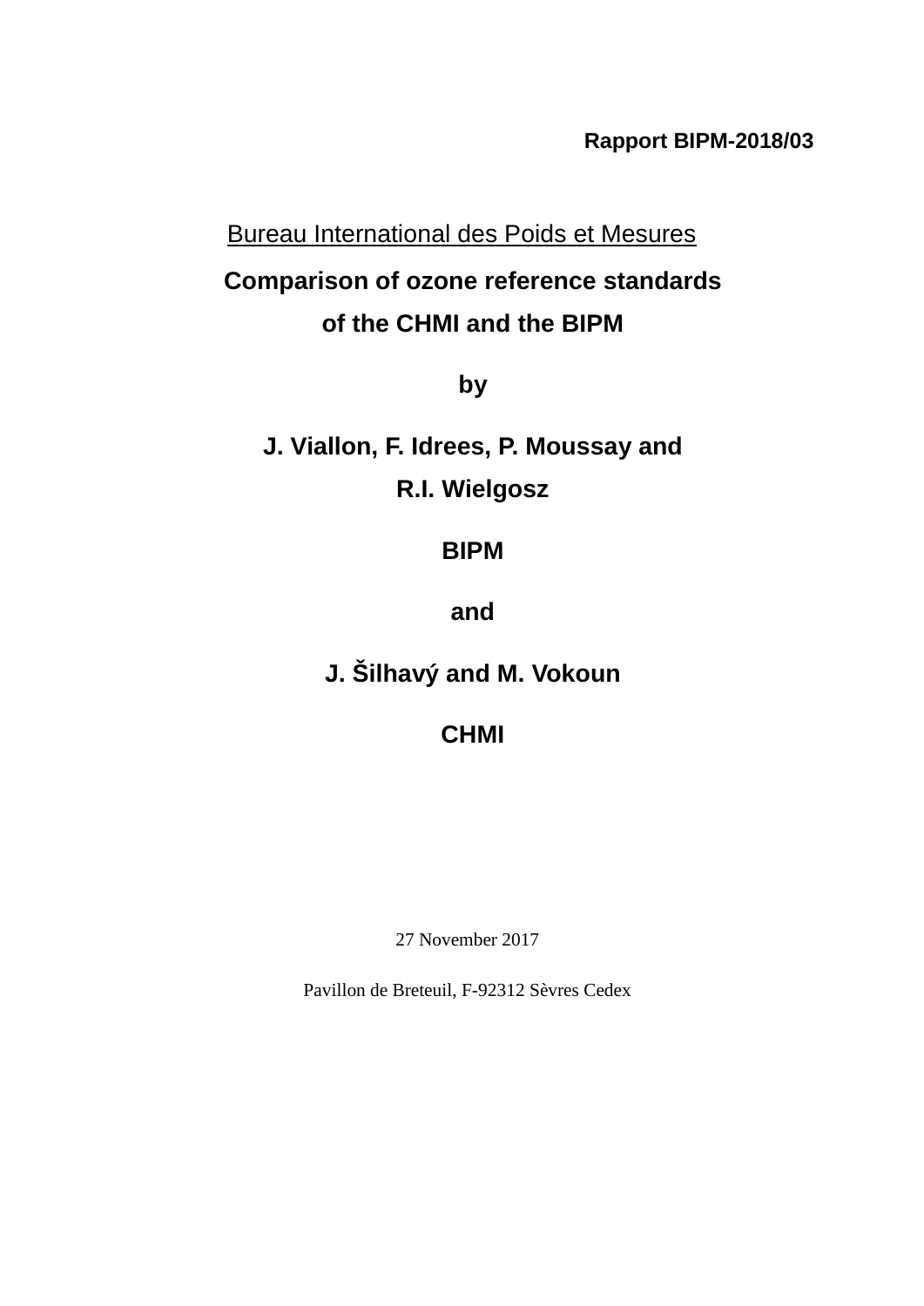**Rapport BIPM-2018/03**

Bureau International des Poids et Mesures

# Comparison of ozone reference standards of the CHMI and the BIPM

**by**

**J. Viallon, F. Idrees, P. Moussay and R.I. Wielgosz**

**BIPM**

**and**

**J. Šilhavý and M. Vokoun**

**CHMI**

27 November 2017

Pavillon de Breteuil, F-92312 Sèvres Cedex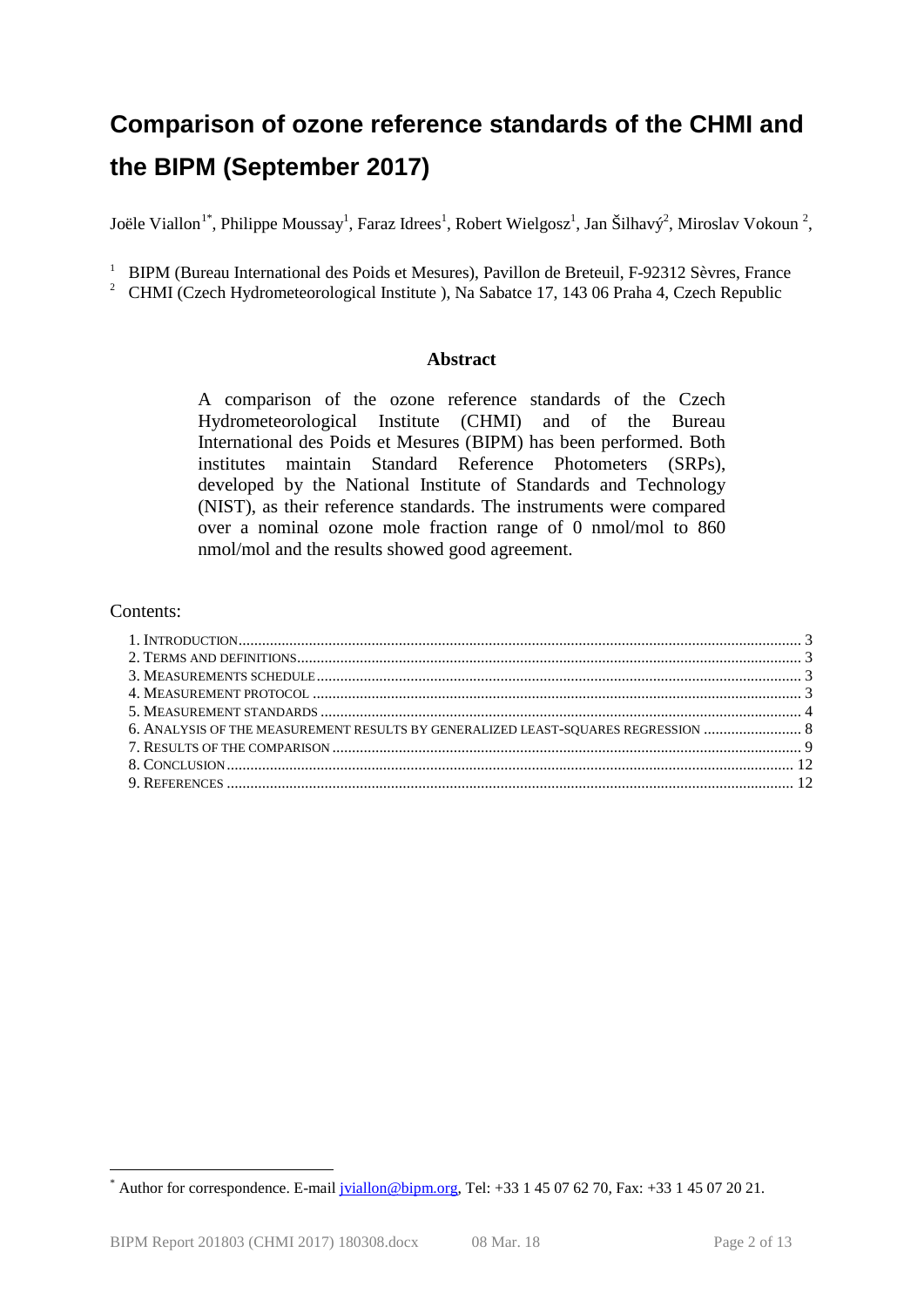# Comparison of ozone reference standards of the CHMI and the BIPM (September 2017)

Joële Viallon[1*], Philippe Moussay[1], Faraz Idrees[1], Robert Wielgosz[1], Jan Šilhavý[2], Miroslav Vokoun [2],

[1] BIPM (Bureau International des Poids et Mesures), Pavillon de Breteuil, F-92312 Sèvres, France
[2] CHMI (Czech Hydrometeorological Institute ), Na Sabatce 17, 143 06 Praha 4, Czech Republic

### Abstract

A comparison of the ozone reference standards of the Czech Hydrometeorological Institute (CHMI) and of the Bureau International des Poids et Mesures (BIPM) has been performed. Both institutes maintain Standard Reference Photometers (SRPs), developed by the National Institute of Standards and Technology (NIST), as their reference standards. The instruments were compared over a nominal ozone mole fraction range of 0 nmol/mol to 860 nmol/mol and the results showed good agreement.

Contents:

1. Introduction ... 3
2. Terms and definitions ... 3
3. Measurements schedule ... 3
4. Measurement protocol ... 3
5. Measurement standards ... 4
6. Analysis of the measurement results by generalized least-squares regression ... 8
7. Results of the comparison ... 9
8. Conclusion ... 12
9. References ... 12

[*] Author for correspondence. E-mail jviallon@bipm.org, Tel: +33 1 45 07 62 70, Fax: +33 1 45 07 20 21.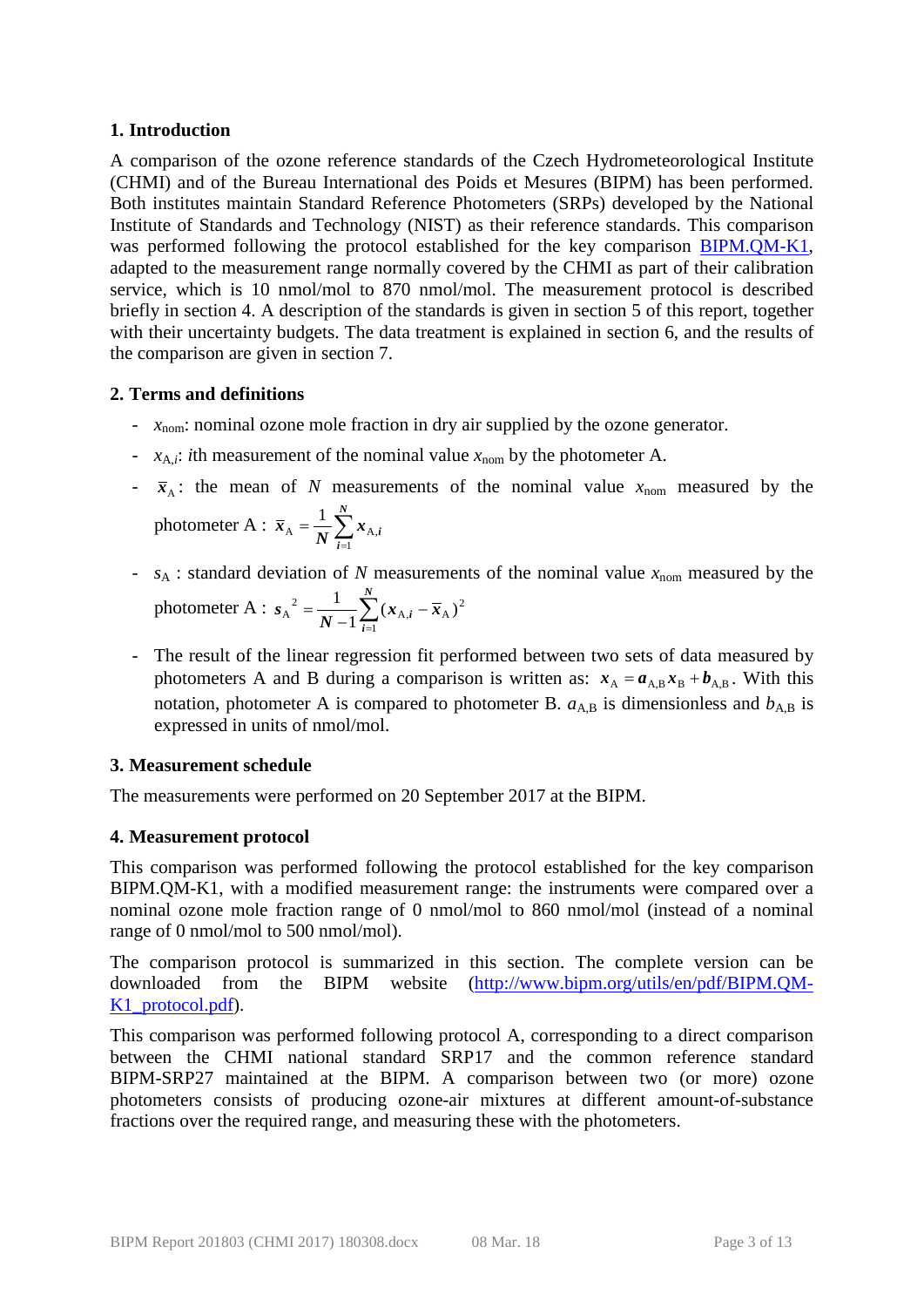## 1. Introduction

A comparison of the ozone reference standards of the Czech Hydrometeorological Institute (CHMI) and of the Bureau International des Poids et Mesures (BIPM) has been performed. Both institutes maintain Standard Reference Photometers (SRPs) developed by the National Institute of Standards and Technology (NIST) as their reference standards. This comparison was performed following the protocol established for the key comparison BIPM.QM-K1, adapted to the measurement range normally covered by the CHMI as part of their calibration service, which is 10 nmol/mol to 870 nmol/mol. The measurement protocol is described briefly in section 4. A description of the standards is given in section 5 of this report, together with their uncertainty budgets. The data treatment is explained in section 6, and the results of the comparison are given in section 7.

## 2. Terms and definitions

- $x_{\text{nom}}$: nominal ozone mole fraction in dry air supplied by the ozone generator.
- $x_{\text{A},i}$: $i$th measurement of the nominal value $x_{\text{nom}}$ by the photometer A.
- $\bar{x}_{\text{A}}$: the mean of $N$ measurements of the nominal value $x_{\text{nom}}$ measured by the photometer A : $\bar{x}_{\text{A}} = \frac{1}{N}\sum_{i=1}^{N} x_{\text{A},i}$
- $s_{\text{A}}$ : standard deviation of $N$ measurements of the nominal value $x_{\text{nom}}$ measured by the photometer A : $s_{\text{A}}^2 = \frac{1}{N-1}\sum_{i=1}^{N}(x_{\text{A},i} - \bar{x}_{\text{A}})^2$
- The result of the linear regression fit performed between two sets of data measured by photometers A and B during a comparison is written as: $x_{\text{A}} = a_{\text{A,B}} x_{\text{B}} + b_{\text{A,B}}$. With this notation, photometer A is compared to photometer B. $a_{\text{A,B}}$ is dimensionless and $b_{\text{A,B}}$ is expressed in units of nmol/mol.

## 3. Measurement schedule

The measurements were performed on 20 September 2017 at the BIPM.

## 4. Measurement protocol

This comparison was performed following the protocol established for the key comparison BIPM.QM-K1, with a modified measurement range: the instruments were compared over a nominal ozone mole fraction range of 0 nmol/mol to 860 nmol/mol (instead of a nominal range of 0 nmol/mol to 500 nmol/mol).

The comparison protocol is summarized in this section. The complete version can be downloaded from the BIPM website (http://www.bipm.org/utils/en/pdf/BIPM.QM-K1_protocol.pdf).

This comparison was performed following protocol A, corresponding to a direct comparison between the CHMI national standard SRP17 and the common reference standard BIPM-SRP27 maintained at the BIPM. A comparison between two (or more) ozone photometers consists of producing ozone-air mixtures at different amount-of-substance fractions over the required range, and measuring these with the photometers.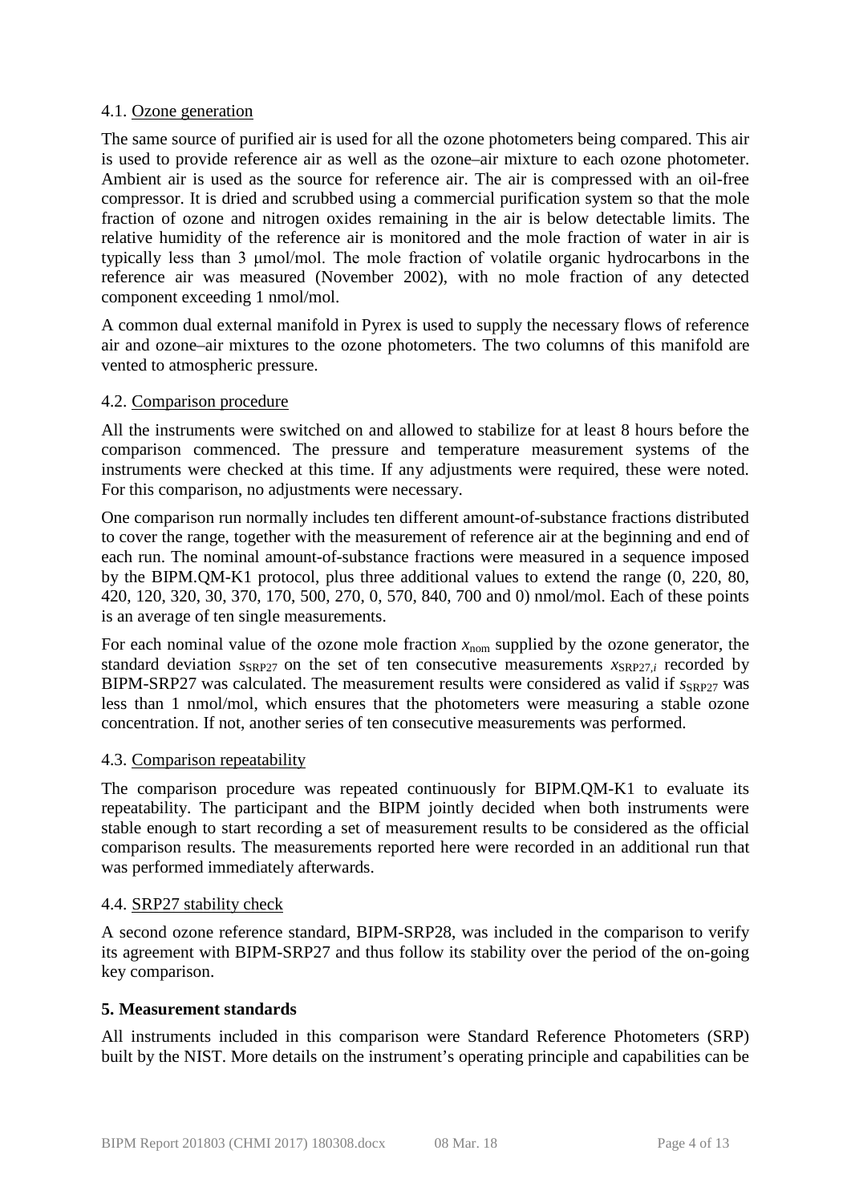### 4.1. Ozone generation

The same source of purified air is used for all the ozone photometers being compared. This air is used to provide reference air as well as the ozone–air mixture to each ozone photometer. Ambient air is used as the source for reference air. The air is compressed with an oil-free compressor. It is dried and scrubbed using a commercial purification system so that the mole fraction of ozone and nitrogen oxides remaining in the air is below detectable limits. The relative humidity of the reference air is monitored and the mole fraction of water in air is typically less than 3 μmol/mol. The mole fraction of volatile organic hydrocarbons in the reference air was measured (November 2002), with no mole fraction of any detected component exceeding 1 nmol/mol.

A common dual external manifold in Pyrex is used to supply the necessary flows of reference air and ozone–air mixtures to the ozone photometers. The two columns of this manifold are vented to atmospheric pressure.

### 4.2. Comparison procedure

All the instruments were switched on and allowed to stabilize for at least 8 hours before the comparison commenced. The pressure and temperature measurement systems of the instruments were checked at this time. If any adjustments were required, these were noted. For this comparison, no adjustments were necessary.

One comparison run normally includes ten different amount-of-substance fractions distributed to cover the range, together with the measurement of reference air at the beginning and end of each run. The nominal amount-of-substance fractions were measured in a sequence imposed by the BIPM.QM-K1 protocol, plus three additional values to extend the range (0, 220, 80, 420, 120, 320, 30, 370, 170, 500, 270, 0, 570, 840, 700 and 0) nmol/mol. Each of these points is an average of ten single measurements.

For each nominal value of the ozone mole fraction $x_{\mathrm{nom}}$ supplied by the ozone generator, the standard deviation $s_{\mathrm{SRP27}}$ on the set of ten consecutive measurements $x_{\mathrm{SRP27},i}$ recorded by BIPM-SRP27 was calculated. The measurement results were considered as valid if $s_{\mathrm{SRP27}}$ was less than 1 nmol/mol, which ensures that the photometers were measuring a stable ozone concentration. If not, another series of ten consecutive measurements was performed.

### 4.3. Comparison repeatability

The comparison procedure was repeated continuously for BIPM.QM-K1 to evaluate its repeatability. The participant and the BIPM jointly decided when both instruments were stable enough to start recording a set of measurement results to be considered as the official comparison results. The measurements reported here were recorded in an additional run that was performed immediately afterwards.

### 4.4. SRP27 stability check

A second ozone reference standard, BIPM-SRP28, was included in the comparison to verify its agreement with BIPM-SRP27 and thus follow its stability over the period of the on-going key comparison.

## 5. Measurement standards

All instruments included in this comparison were Standard Reference Photometers (SRP) built by the NIST. More details on the instrument's operating principle and capabilities can be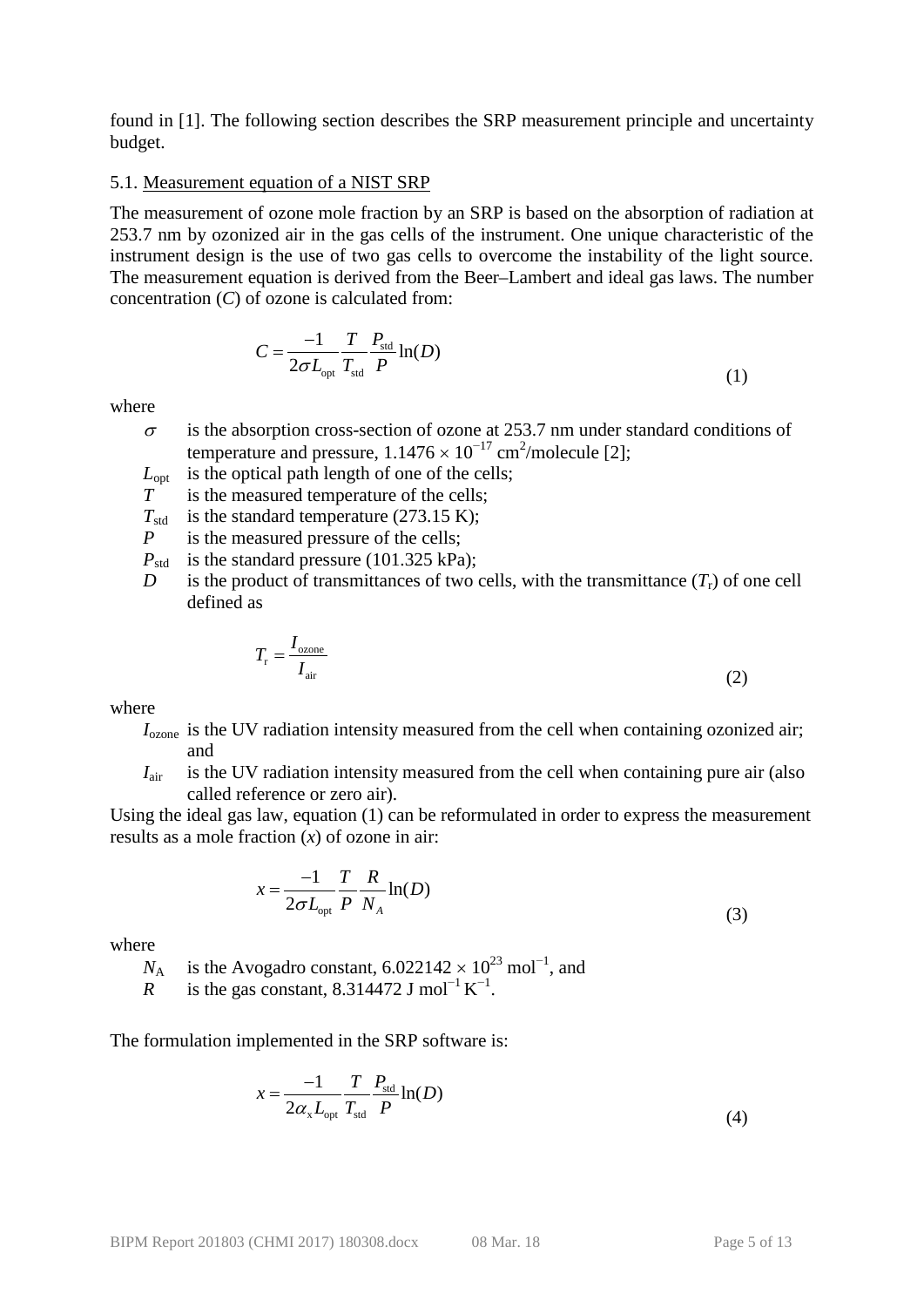found in [1]. The following section describes the SRP measurement principle and uncertainty budget.

5.1. Measurement equation of a NIST SRP

The measurement of ozone mole fraction by an SRP is based on the absorption of radiation at 253.7 nm by ozonized air in the gas cells of the instrument. One unique characteristic of the instrument design is the use of two gas cells to overcome the instability of the light source. The measurement equation is derived from the Beer–Lambert and ideal gas laws. The number concentration ($C$) of ozone is calculated from:

$$C = \frac{-1}{2\sigma L_{\text{opt}}} \frac{T}{T_{\text{std}}} \frac{P_{\text{std}}}{P} \ln(D) \tag{1}$$

where

- $\sigma$ is the absorption cross-section of ozone at 253.7 nm under standard conditions of temperature and pressure, $1.1476 \times 10^{-17}$ cm$^2$/molecule [2];
- $L_{\text{opt}}$ is the optical path length of one of the cells;
- $T$ is the measured temperature of the cells;
- $T_{\text{std}}$ is the standard temperature (273.15 K);
- $P$ is the measured pressure of the cells;
- $P_{\text{std}}$ is the standard pressure (101.325 kPa);
- $D$ is the product of transmittances of two cells, with the transmittance ($T_{\text{r}}$) of one cell defined as

$$T_{\text{r}} = \frac{I_{\text{ozone}}}{I_{\text{air}}} \tag{2}$$

where

- $I_{\text{ozone}}$ is the UV radiation intensity measured from the cell when containing ozonized air; and
- $I_{\text{air}}$ is the UV radiation intensity measured from the cell when containing pure air (also called reference or zero air).

Using the ideal gas law, equation (1) can be reformulated in order to express the measurement results as a mole fraction ($x$) of ozone in air:

$$x = \frac{-1}{2\sigma L_{\text{opt}}} \frac{T}{P} \frac{R}{N_A} \ln(D) \tag{3}$$

where

- $N_{\text{A}}$ is the Avogadro constant, $6.022142 \times 10^{23}$ mol$^{-1}$, and
- $R$ is the gas constant, 8.314472 J mol$^{-1}$ K$^{-1}$.

The formulation implemented in the SRP software is:

$$x = \frac{-1}{2\alpha_{\text{x}} L_{\text{opt}}} \frac{T}{T_{\text{std}}} \frac{P_{\text{std}}}{P} \ln(D) \tag{4}$$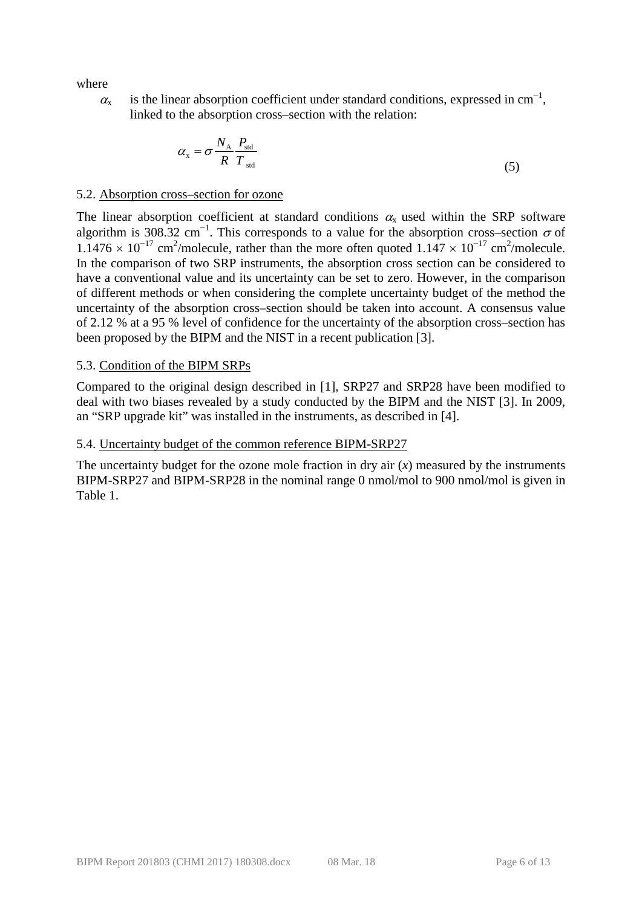where

$\alpha_x$ is the linear absorption coefficient under standard conditions, expressed in $cm^{-1}$, linked to the absorption cross–section with the relation:

$$\alpha_x = \sigma \frac{N_A}{R} \frac{P_{std}}{T_{std}} \tag{5}$$

## 5.2. Absorption cross–section for ozone

The linear absorption coefficient at standard conditions $\alpha_x$ used within the SRP software algorithm is 308.32 $cm^{-1}$. This corresponds to a value for the absorption cross–section $\sigma$ of $1.1476 \times 10^{-17}$ $cm^2$/molecule, rather than the more often quoted $1.147 \times 10^{-17}$ $cm^2$/molecule. In the comparison of two SRP instruments, the absorption cross section can be considered to have a conventional value and its uncertainty can be set to zero. However, in the comparison of different methods or when considering the complete uncertainty budget of the method the uncertainty of the absorption cross–section should be taken into account. A consensus value of 2.12 % at a 95 % level of confidence for the uncertainty of the absorption cross–section has been proposed by the BIPM and the NIST in a recent publication [3].

## 5.3. Condition of the BIPM SRPs

Compared to the original design described in [1], SRP27 and SRP28 have been modified to deal with two biases revealed by a study conducted by the BIPM and the NIST [3]. In 2009, an "SRP upgrade kit" was installed in the instruments, as described in [4].

## 5.4. Uncertainty budget of the common reference BIPM-SRP27

The uncertainty budget for the ozone mole fraction in dry air ($x$) measured by the instruments BIPM-SRP27 and BIPM-SRP28 in the nominal range 0 nmol/mol to 900 nmol/mol is given in Table 1.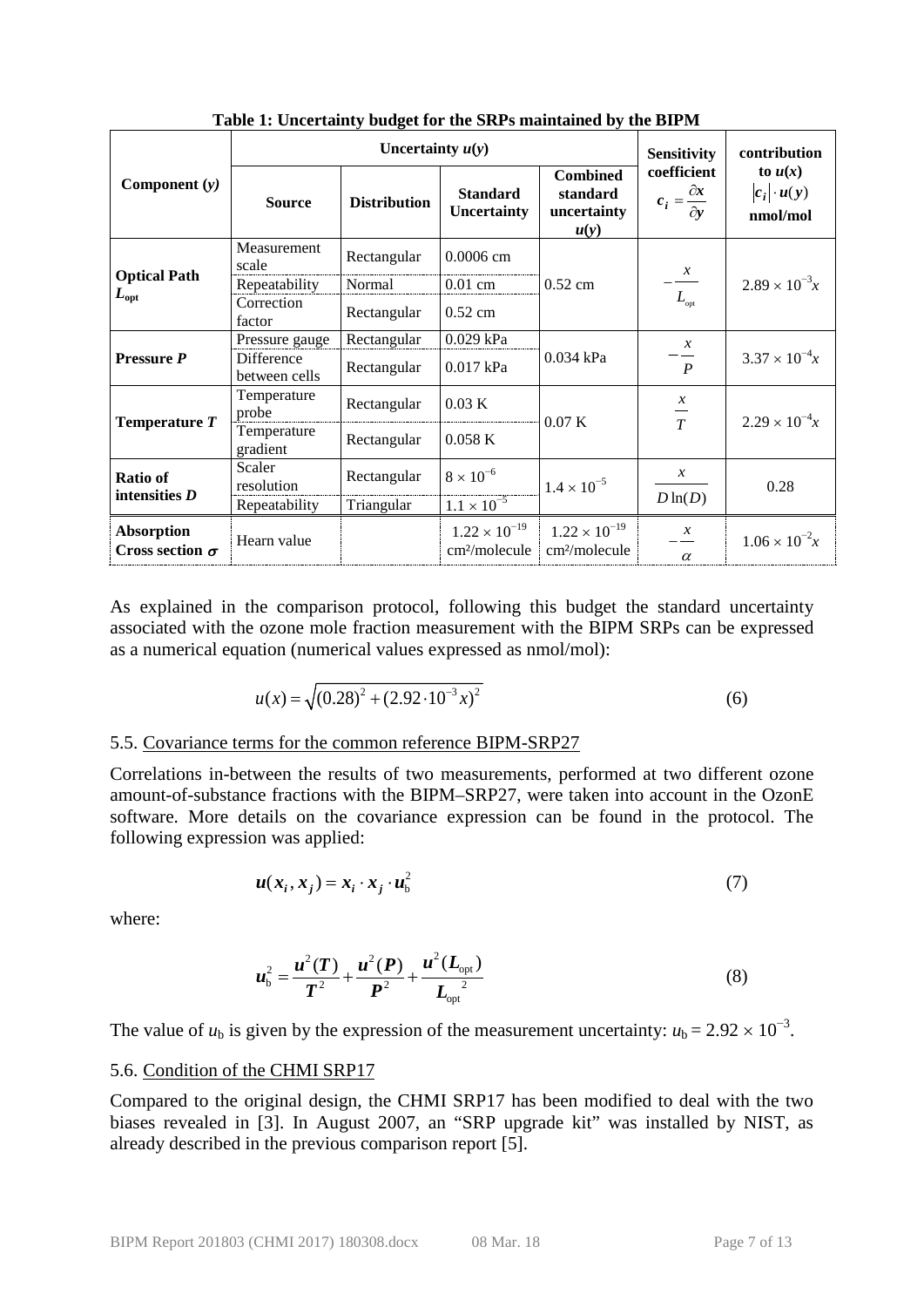**Table 1: Uncertainty budget for the SRPs maintained by the BIPM**

| Component ($y$) | Uncertainty $u(y)$ | | | | Sensitivity coefficient $c_i = \frac{\partial x}{\partial y}$ | contribution to $u(x)$ $\|c_i\| \cdot u(y)$ nmol/mol |
|---|---|---|---|---|---|---|
| | **Source** | **Distribution** | **Standard Uncertainty** | **Combined standard uncertainty $u(y)$** | | |
| **Optical Path $L_{opt}$** | Measurement scale | Rectangular | 0.0006 cm | 0.52 cm | $-\frac{x}{L_{opt}}$ | $2.89 \times 10^{-3}x$ |
| | Repeatability | Normal | 0.01 cm | | | |
| | Correction factor | Rectangular | 0.52 cm | | | |
| **Pressure $P$** | Pressure gauge | Rectangular | 0.029 kPa | 0.034 kPa | $-\frac{x}{P}$ | $3.37 \times 10^{-4}x$ |
| | Difference between cells | Rectangular | 0.017 kPa | | | |
| **Temperature $T$** | Temperature probe | Rectangular | 0.03 K | 0.07 K | $\frac{x}{T}$ | $2.29 \times 10^{-4}x$ |
| | Temperature gradient | Rectangular | 0.058 K | | | |
| **Ratio of intensities $D$** | Scaler resolution | Rectangular | $8 \times 10^{-6}$ | $1.4 \times 10^{-5}$ | $\frac{x}{D\ln(D)}$ | 0.28 |
| | Repeatability | Triangular | $1.1 \times 10^{-5}$ | | | |
| **Absorption Cross section $\sigma$** | Hearn value | | $1.22 \times 10^{-19}$ cm²/molecule | $1.22 \times 10^{-19}$ cm²/molecule | $-\frac{x}{\alpha}$ | $1.06 \times 10^{-2}x$ |

As explained in the comparison protocol, following this budget the standard uncertainty associated with the ozone mole fraction measurement with the BIPM SRPs can be expressed as a numerical equation (numerical values expressed as nmol/mol):

$$u(x) = \sqrt{(0.28)^2 + (2.92 \cdot 10^{-3}x)^2} \tag{6}$$

## 5.5. Covariance terms for the common reference BIPM-SRP27

Correlations in-between the results of two measurements, performed at two different ozone amount-of-substance fractions with the BIPM–SRP27, were taken into account in the OzonE software. More details on the covariance expression can be found in the protocol. The following expression was applied:

$$u(x_i, x_j) = x_i \cdot x_j \cdot u_b^2 \tag{7}$$

where:

$$u_b^2 = \frac{u^2(T)}{T^2} + \frac{u^2(P)}{P^2} + \frac{u^2(L_{opt})}{L_{opt}^{\ 2}} \tag{8}$$

The value of $u_b$ is given by the expression of the measurement uncertainty: $u_b = 2.92 \times 10^{-3}$.

## 5.6. Condition of the CHMI SRP17

Compared to the original design, the CHMI SRP17 has been modified to deal with the two biases revealed in [3]. In August 2007, an "SRP upgrade kit" was installed by NIST, as already described in the previous comparison report [5].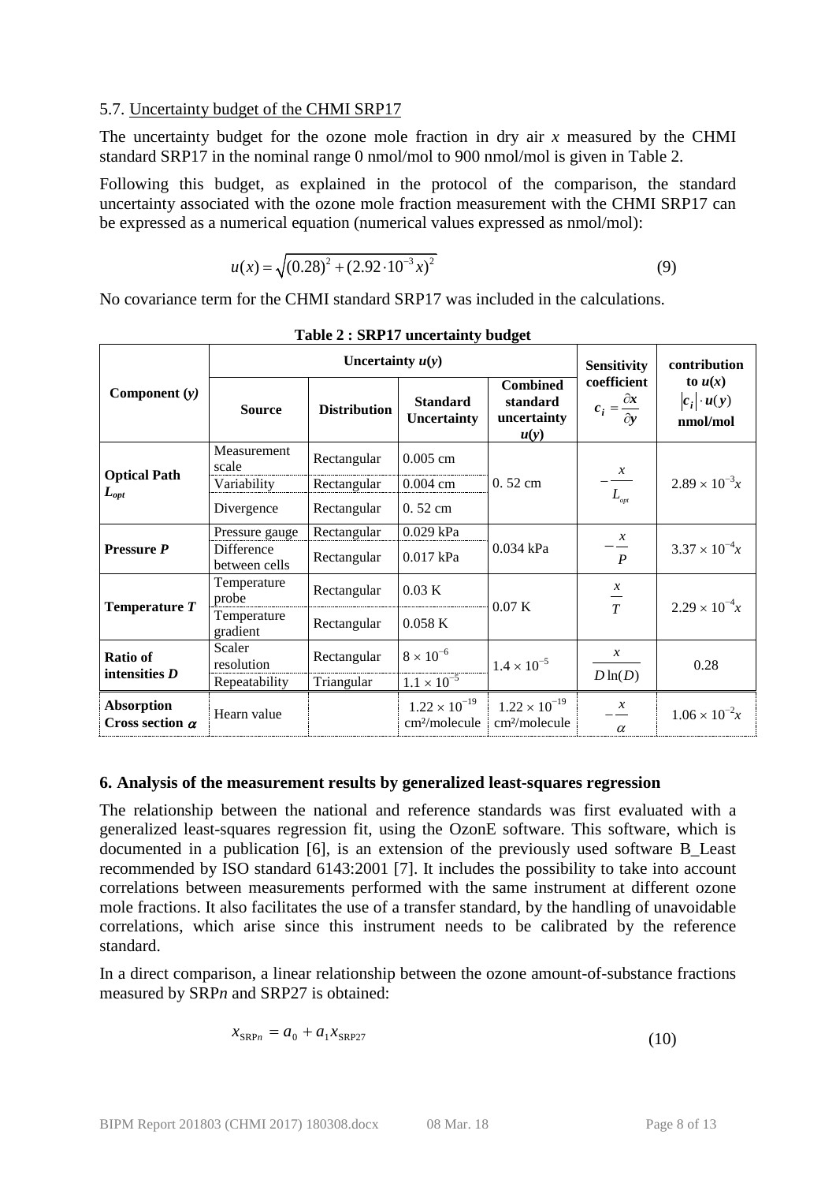### 5.7. Uncertainty budget of the CHMI SRP17

The uncertainty budget for the ozone mole fraction in dry air $x$ measured by the CHMI standard SRP17 in the nominal range 0 nmol/mol to 900 nmol/mol is given in Table 2.

Following this budget, as explained in the protocol of the comparison, the standard uncertainty associated with the ozone mole fraction measurement with the CHMI SRP17 can be expressed as a numerical equation (numerical values expressed as nmol/mol):

$$u(x) = \sqrt{(0.28)^2 + (2.92 \cdot 10^{-3} x)^2} \tag{9}$$

No covariance term for the CHMI standard SRP17 was included in the calculations.

**Table 2 : SRP17 uncertainty budget**

| Component ($y$) | Uncertainty $u(y)$ | | | | Sensitivity coefficient $c_i = \frac{\partial x}{\partial y}$ | contribution to $u(x)$ $\lvert c_i \rvert \cdot u(y)$ nmol/mol |
|---|---|---|---|---|---|---|
| | **Source** | **Distribution** | **Standard Uncertainty** | **Combined standard uncertainty $u(y)$** | | |
| **Optical Path $L_{opt}$** | Measurement scale | Rectangular | 0.005 cm | 0. 52 cm | $-\frac{x}{L_{opt}}$ | $2.89 \times 10^{-3} x$ |
| | Variability | Rectangular | 0.004 cm | | | |
| | Divergence | Rectangular | 0. 52 cm | | | |
| **Pressure $P$** | Pressure gauge | Rectangular | 0.029 kPa | 0.034 kPa | $-\frac{x}{P}$ | $3.37 \times 10^{-4} x$ |
| | Difference between cells | Rectangular | 0.017 kPa | | | |
| **Temperature $T$** | Temperature probe | Rectangular | 0.03 K | 0.07 K | $\frac{x}{T}$ | $2.29 \times 10^{-4} x$ |
| | Temperature gradient | Rectangular | 0.058 K | | | |
| **Ratio of intensities $D$** | Scaler resolution | Rectangular | $8 \times 10^{-6}$ | $1.4 \times 10^{-5}$ | $\frac{x}{D \ln(D)}$ | 0.28 |
| | Repeatability | Triangular | $1.1 \times 10^{-5}$ | | | |
| **Absorption Cross section $\alpha$** | Hearn value | | $1.22 \times 10^{-19}$ cm²/molecule | $1.22 \times 10^{-19}$ cm²/molecule | $-\frac{x}{\alpha}$ | $1.06 \times 10^{-2} x$ |

## 6. Analysis of the measurement results by generalized least-squares regression

The relationship between the national and reference standards was first evaluated with a generalized least-squares regression fit, using the OzonE software. This software, which is documented in a publication [6], is an extension of the previously used software B_Least recommended by ISO standard 6143:2001 [7]. It includes the possibility to take into account correlations between measurements performed with the same instrument at different ozone mole fractions. It also facilitates the use of a transfer standard, by the handling of unavoidable correlations, which arise since this instrument needs to be calibrated by the reference standard.

In a direct comparison, a linear relationship between the ozone amount-of-substance fractions measured by SRP$n$ and SRP27 is obtained:

$$x_{\mathrm{SRP}n} = a_0 + a_1 x_{\mathrm{SRP27}} \tag{10}$$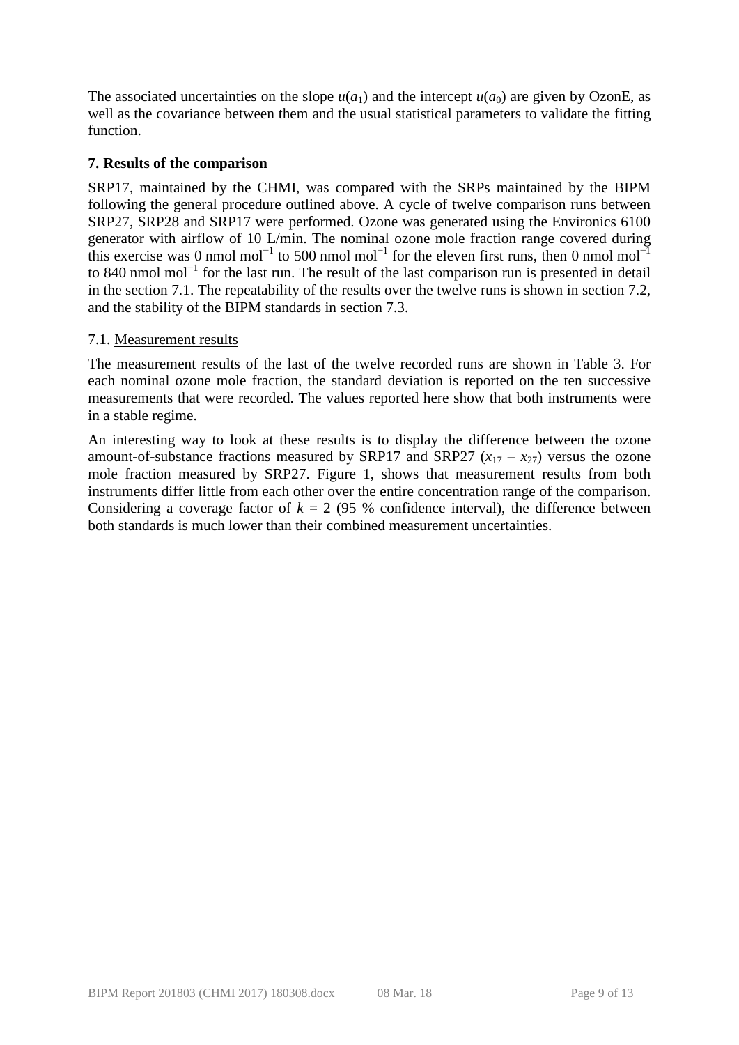The associated uncertainties on the slope $u(a_1)$ and the intercept $u(a_0)$ are given by OzonE, as well as the covariance between them and the usual statistical parameters to validate the fitting function.

## 7. Results of the comparison

SRP17, maintained by the CHMI, was compared with the SRPs maintained by the BIPM following the general procedure outlined above. A cycle of twelve comparison runs between SRP27, SRP28 and SRP17 were performed. Ozone was generated using the Environics 6100 generator with airflow of 10 L/min. The nominal ozone mole fraction range covered during this exercise was 0 nmol mol$^{-1}$ to 500 nmol mol$^{-1}$ for the eleven first runs, then 0 nmol mol$^{-1}$ to 840 nmol mol$^{-1}$ for the last run. The result of the last comparison run is presented in detail in the section 7.1. The repeatability of the results over the twelve runs is shown in section 7.2, and the stability of the BIPM standards in section 7.3.

### 7.1. Measurement results

The measurement results of the last of the twelve recorded runs are shown in Table 3. For each nominal ozone mole fraction, the standard deviation is reported on the ten successive measurements that were recorded. The values reported here show that both instruments were in a stable regime.

An interesting way to look at these results is to display the difference between the ozone amount-of-substance fractions measured by SRP17 and SRP27 ($x_{17} - x_{27}$) versus the ozone mole fraction measured by SRP27. Figure 1, shows that measurement results from both instruments differ little from each other over the entire concentration range of the comparison. Considering a coverage factor of $k = 2$ (95 % confidence interval), the difference between both standards is much lower than their combined measurement uncertainties.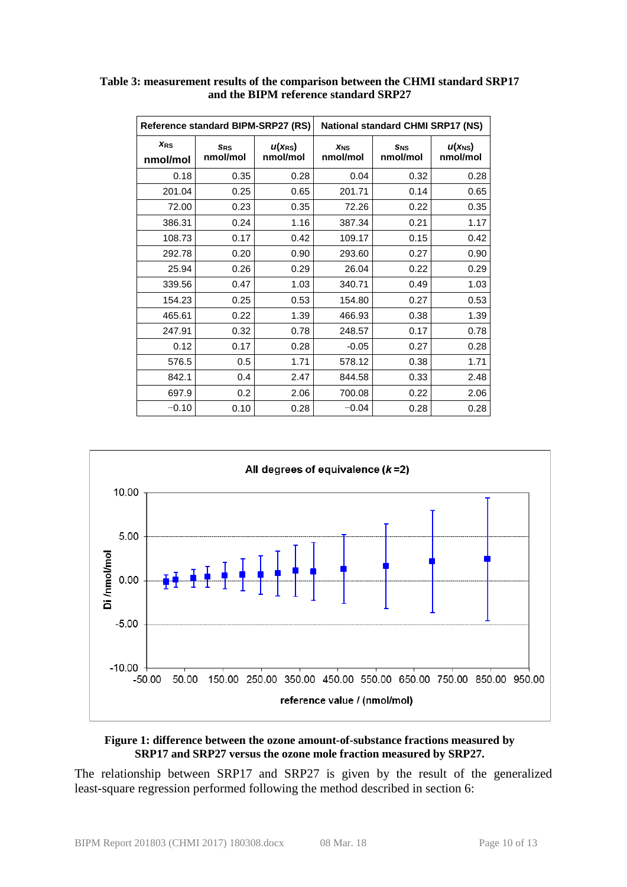**Table 3: measurement results of the comparison between the CHMI standard SRP17 and the BIPM reference standard SRP27**

| Reference standard BIPM-SRP27 (RS) | | | National standard CHMI SRP17 (NS) | | |
|---|---|---|---|---|---|
| $x_{RS}$ nmol/mol | $s_{RS}$ nmol/mol | $u(x_{RS})$ nmol/mol | $x_{NS}$ nmol/mol | $s_{NS}$ nmol/mol | $u(x_{NS})$ nmol/mol |
| 0.18 | 0.35 | 0.28 | 0.04 | 0.32 | 0.28 |
| 201.04 | 0.25 | 0.65 | 201.71 | 0.14 | 0.65 |
| 72.00 | 0.23 | 0.35 | 72.26 | 0.22 | 0.35 |
| 386.31 | 0.24 | 1.16 | 387.34 | 0.21 | 1.17 |
| 108.73 | 0.17 | 0.42 | 109.17 | 0.15 | 0.42 |
| 292.78 | 0.20 | 0.90 | 293.60 | 0.27 | 0.90 |
| 25.94 | 0.26 | 0.29 | 26.04 | 0.22 | 0.29 |
| 339.56 | 0.47 | 1.03 | 340.71 | 0.49 | 1.03 |
| 154.23 | 0.25 | 0.53 | 154.80 | 0.27 | 0.53 |
| 465.61 | 0.22 | 1.39 | 466.93 | 0.38 | 1.39 |
| 247.91 | 0.32 | 0.78 | 248.57 | 0.17 | 0.78 |
| 0.12 | 0.17 | 0.28 | -0.05 | 0.27 | 0.28 |
| 576.5 | 0.5 | 1.71 | 578.12 | 0.38 | 1.71 |
| 842.1 | 0.4 | 2.47 | 844.58 | 0.33 | 2.48 |
| 697.9 | 0.2 | 2.06 | 700.08 | 0.22 | 2.06 |
| −0.10 | 0.10 | 0.28 | −0.04 | 0.28 | 0.28 |

**Figure 1: difference between the ozone amount-of-substance fractions measured by SRP17 and SRP27 versus the ozone mole fraction measured by SRP27.**

The relationship between SRP17 and SRP27 is given by the result of the generalized least-square regression performed following the method described in section 6: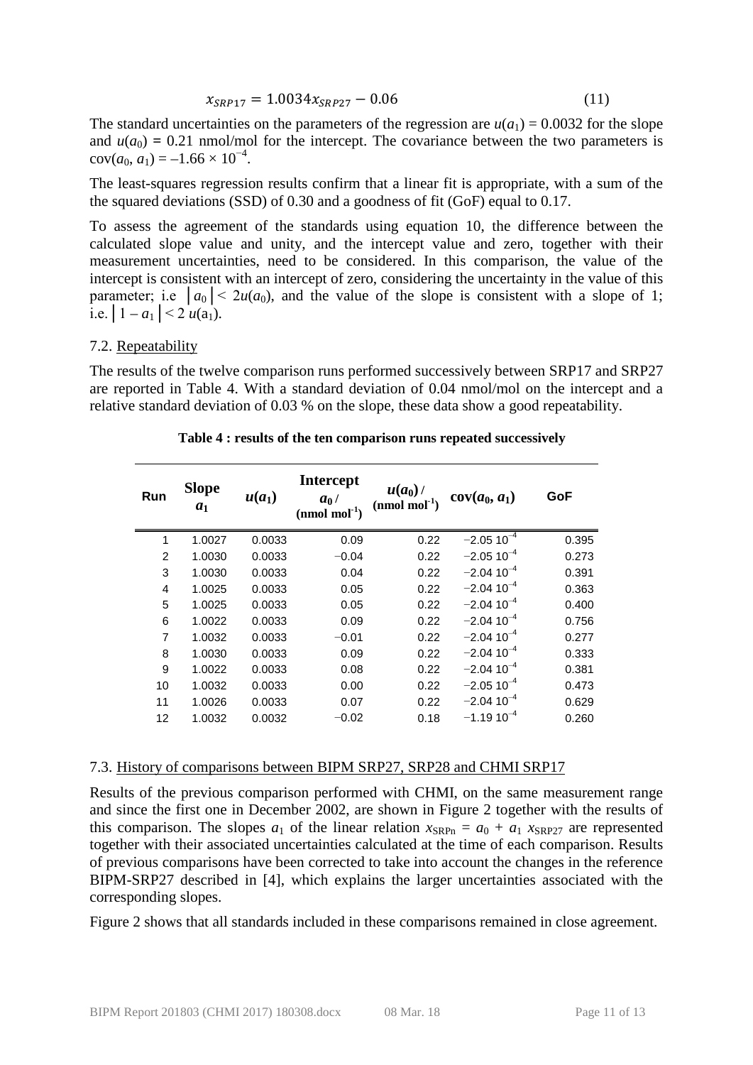$$x_{SRP17} = 1.0034 x_{SRP27} - 0.06 \tag{11}$$

The standard uncertainties on the parameters of the regression are $u(a_1) = 0.0032$ for the slope and $u(a_0) = 0.21$ nmol/mol for the intercept. The covariance between the two parameters is $\text{cov}(a_0, a_1) = -1.66 \times 10^{-4}$.

The least-squares regression results confirm that a linear fit is appropriate, with a sum of the the squared deviations (SSD) of 0.30 and a goodness of fit (GoF) equal to 0.17.

To assess the agreement of the standards using equation 10, the difference between the calculated slope value and unity, and the intercept value and zero, together with their measurement uncertainties, need to be considered. In this comparison, the value of the intercept is consistent with an intercept of zero, considering the uncertainty in the value of this parameter; i.e $|a_0| < 2u(a_0)$, and the value of the slope is consistent with a slope of 1; i.e. $|1 - a_1| < 2\,u(a_1)$.

## 7.2. Repeatability

The results of the twelve comparison runs performed successively between SRP17 and SRP27 are reported in Table 4. With a standard deviation of 0.04 nmol/mol on the intercept and a relative standard deviation of 0.03 % on the slope, these data show a good repeatability.

**Table 4 : results of the ten comparison runs repeated successively**

| Run | Slope $a_1$ | $u(a_1)$ | Intercept $a_0$ / (nmol mol$^{-1}$) | $u(a_0)$ / (nmol mol$^{-1}$) | $\text{cov}(a_0, a_1)$ | GoF |
|---|---|---|---|---|---|---|
| 1 | 1.0027 | 0.0033 | 0.09 | 0.22 | $-2.05\ 10^{-4}$ | 0.395 |
| 2 | 1.0030 | 0.0033 | −0.04 | 0.22 | $-2.05\ 10^{-4}$ | 0.273 |
| 3 | 1.0030 | 0.0033 | 0.04 | 0.22 | $-2.04\ 10^{-4}$ | 0.391 |
| 4 | 1.0025 | 0.0033 | 0.05 | 0.22 | $-2.04\ 10^{-4}$ | 0.363 |
| 5 | 1.0025 | 0.0033 | 0.05 | 0.22 | $-2.04\ 10^{-4}$ | 0.400 |
| 6 | 1.0022 | 0.0033 | 0.09 | 0.22 | $-2.04\ 10^{-4}$ | 0.756 |
| 7 | 1.0032 | 0.0033 | −0.01 | 0.22 | $-2.04\ 10^{-4}$ | 0.277 |
| 8 | 1.0030 | 0.0033 | 0.09 | 0.22 | $-2.04\ 10^{-4}$ | 0.333 |
| 9 | 1.0022 | 0.0033 | 0.08 | 0.22 | $-2.04\ 10^{-4}$ | 0.381 |
| 10 | 1.0032 | 0.0033 | 0.00 | 0.22 | $-2.05\ 10^{-4}$ | 0.473 |
| 11 | 1.0026 | 0.0033 | 0.07 | 0.22 | $-2.04\ 10^{-4}$ | 0.629 |
| 12 | 1.0032 | 0.0032 | −0.02 | 0.18 | $-1.19\ 10^{-4}$ | 0.260 |

## 7.3. History of comparisons between BIPM SRP27, SRP28 and CHMI SRP17

Results of the previous comparison performed with CHMI, on the same measurement range and since the first one in December 2002, are shown in Figure 2 together with the results of this comparison. The slopes $a_1$ of the linear relation $x_{\text{SRPn}} = a_0 + a_1\, x_{\text{SRP27}}$ are represented together with their associated uncertainties calculated at the time of each comparison. Results of previous comparisons have been corrected to take into account the changes in the reference BIPM-SRP27 described in [4], which explains the larger uncertainties associated with the corresponding slopes.

Figure 2 shows that all standards included in these comparisons remained in close agreement.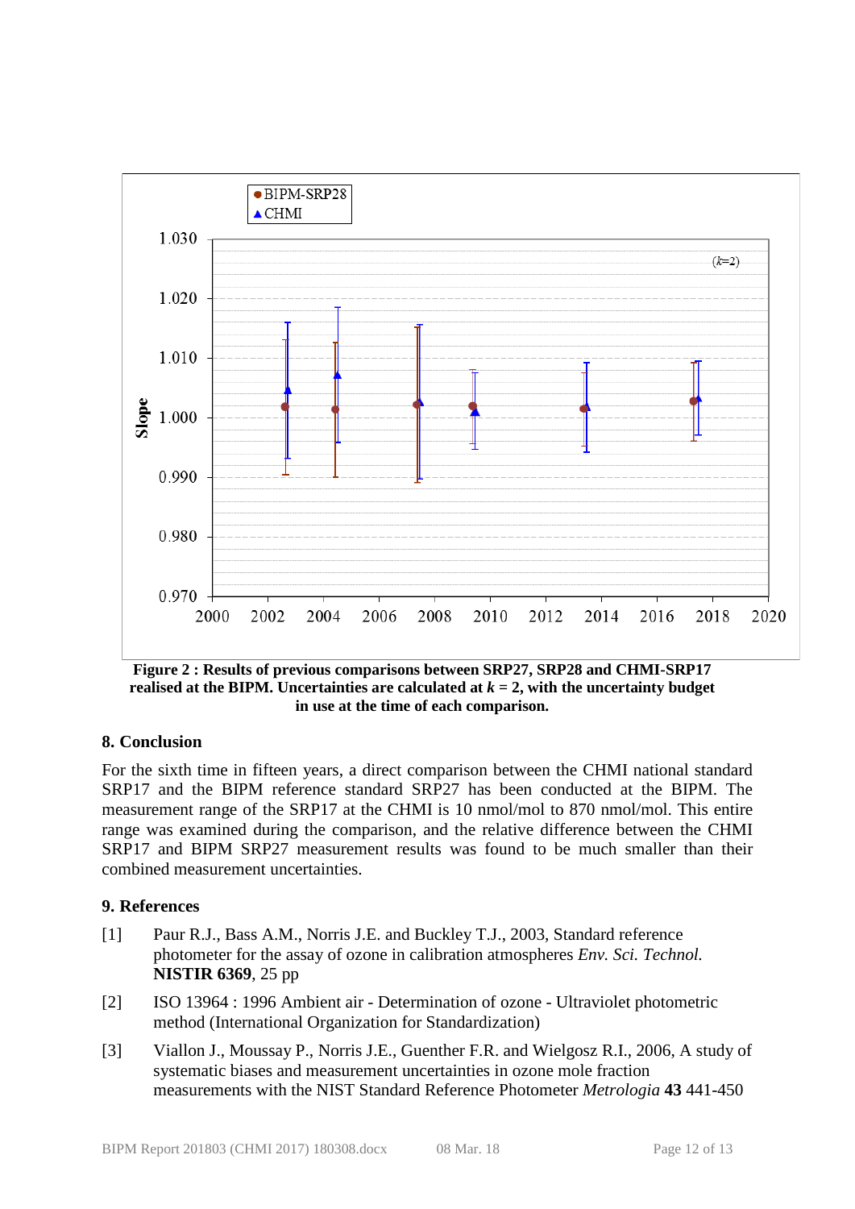**Figure 2 : Results of previous comparisons between SRP27, SRP28 and CHMI-SRP17 realised at the BIPM. Uncertainties are calculated at $k$ = 2, with the uncertainty budget in use at the time of each comparison.**

## 8. Conclusion

For the sixth time in fifteen years, a direct comparison between the CHMI national standard SRP17 and the BIPM reference standard SRP27 has been conducted at the BIPM. The measurement range of the SRP17 at the CHMI is 10 nmol/mol to 870 nmol/mol. This entire range was examined during the comparison, and the relative difference between the CHMI SRP17 and BIPM SRP27 measurement results was found to be much smaller than their combined measurement uncertainties.

## 9. References

[1] Paur R.J., Bass A.M., Norris J.E. and Buckley T.J., 2003, Standard reference photometer for the assay of ozone in calibration atmospheres *Env. Sci. Technol.* **NISTIR 6369**, 25 pp

[2] ISO 13964 : 1996 Ambient air - Determination of ozone - Ultraviolet photometric method (International Organization for Standardization)

[3] Viallon J., Moussay P., Norris J.E., Guenther F.R. and Wielgosz R.I., 2006, A study of systematic biases and measurement uncertainties in ozone mole fraction measurements with the NIST Standard Reference Photometer *Metrologia* **43** 441-450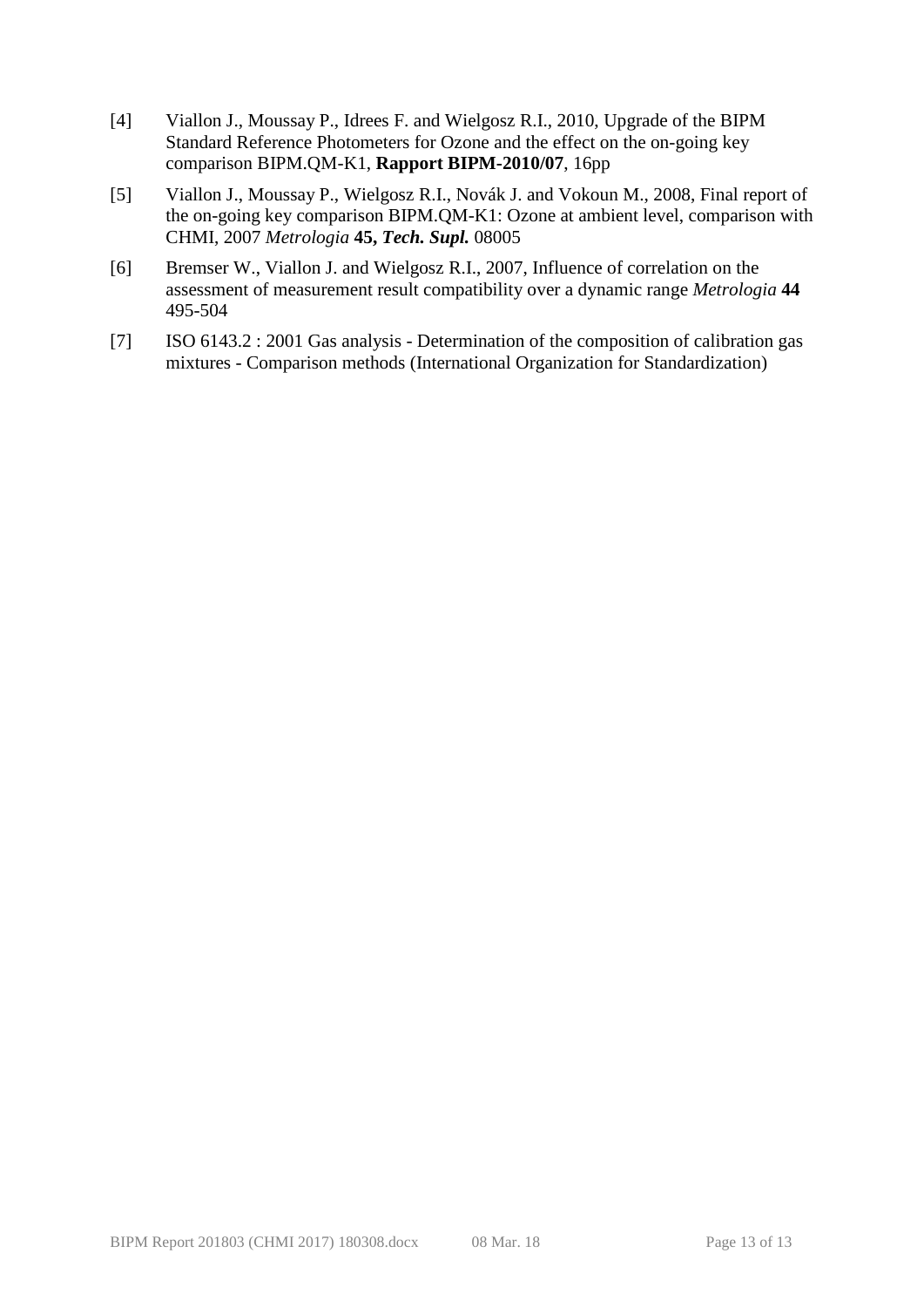[4] Viallon J., Moussay P., Idrees F. and Wielgosz R.I., 2010, Upgrade of the BIPM Standard Reference Photometers for Ozone and the effect on the on-going key comparison BIPM.QM-K1, **Rapport BIPM-2010/07**, 16pp

[5] Viallon J., Moussay P., Wielgosz R.I., Novák J. and Vokoun M., 2008, Final report of the on-going key comparison BIPM.QM-K1: Ozone at ambient level, comparison with CHMI, 2007 *Metrologia* **45, *Tech. Supl.*** 08005

[6] Bremser W., Viallon J. and Wielgosz R.I., 2007, Influence of correlation on the assessment of measurement result compatibility over a dynamic range *Metrologia* **44** 495-504

[7] ISO 6143.2 : 2001 Gas analysis - Determination of the composition of calibration gas mixtures - Comparison methods (International Organization for Standardization)